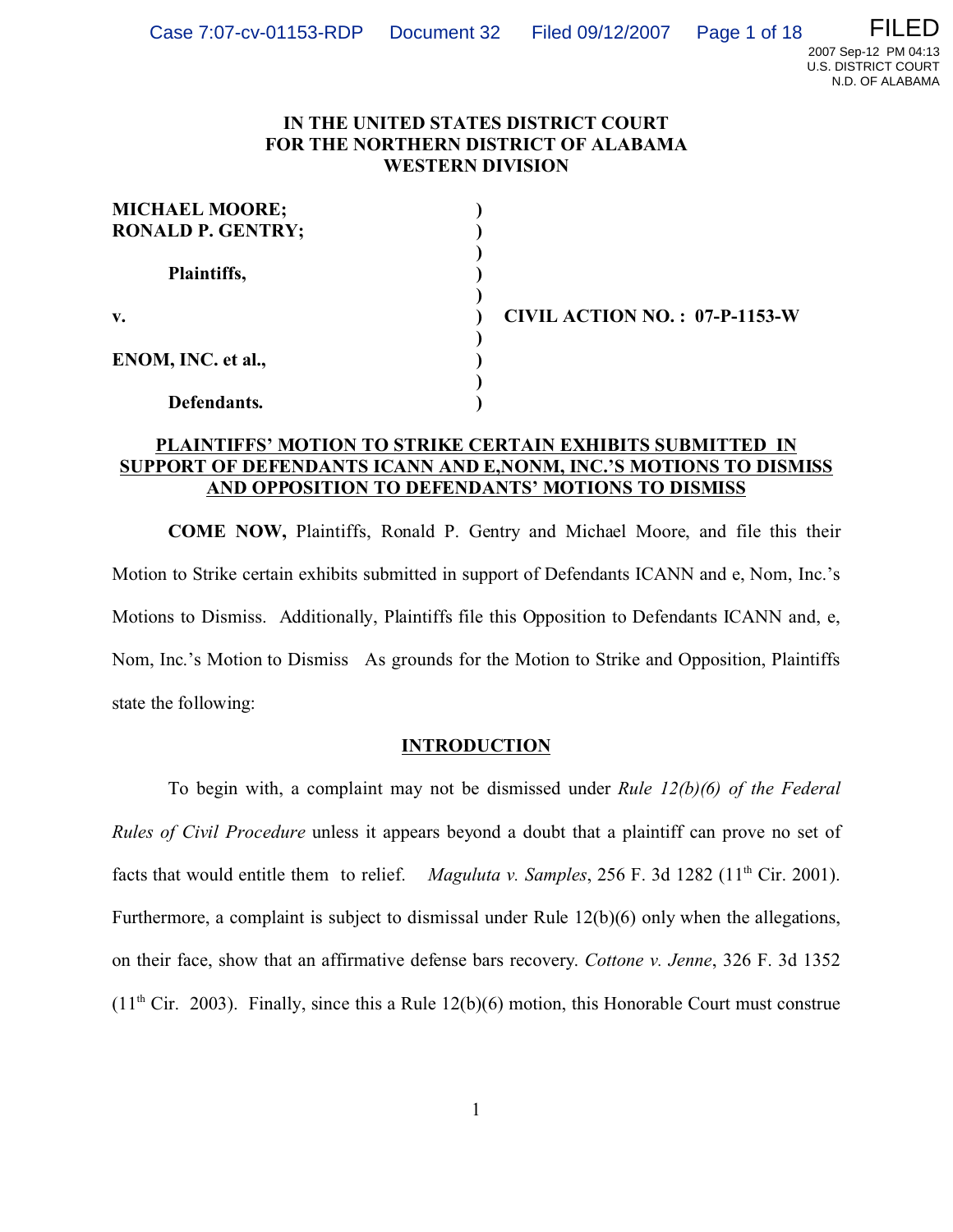**IN THE UNITED STATES DISTRICT COURT**
**FOR THE NORTHERN DISTRICT OF ALABAMA**
**WESTERN DIVISION**

| | | |
|---|---|---|
| **MICHAEL MOORE;** | ) | |
| **RONALD P. GENTRY;** | ) | |
| | ) | |
| **Plaintiffs,** | ) | |
| | ) | |
| **v.** | ) | **CIVIL ACTION NO. : 07-P-1153-W** |
| | ) | |
| **ENOM, INC. et al.,** | ) | |
| | ) | |
| **Defendants.** | ) | |

**PLAINTIFFS' MOTION TO STRIKE CERTAIN EXHIBITS SUBMITTED IN SUPPORT OF DEFENDANTS ICANN AND E,NONM, INC.'S MOTIONS TO DISMISS AND OPPOSITION TO DEFENDANTS' MOTIONS TO DISMISS**

**COME NOW,** Plaintiffs, Ronald P. Gentry and Michael Moore, and file this their Motion to Strike certain exhibits submitted in support of Defendants ICANN and e, Nom, Inc.'s Motions to Dismiss. Additionally, Plaintiffs file this Opposition to Defendants ICANN and, e, Nom, Inc.'s Motion to Dismiss As grounds for the Motion to Strike and Opposition, Plaintiffs state the following:

**INTRODUCTION**

To begin with, a complaint may not be dismissed under *Rule 12(b)(6) of the Federal Rules of Civil Procedure* unless it appears beyond a doubt that a plaintiff can prove no set of facts that would entitle them to relief. *Maguluta v. Samples*, 256 F. 3d 1282 (11th Cir. 2001). Furthermore, a complaint is subject to dismissal under Rule 12(b)(6) only when the allegations, on their face, show that an affirmative defense bars recovery. *Cottone v. Jenne*, 326 F. 3d 1352 (11th Cir. 2003). Finally, since this a Rule 12(b)(6) motion, this Honorable Court must construe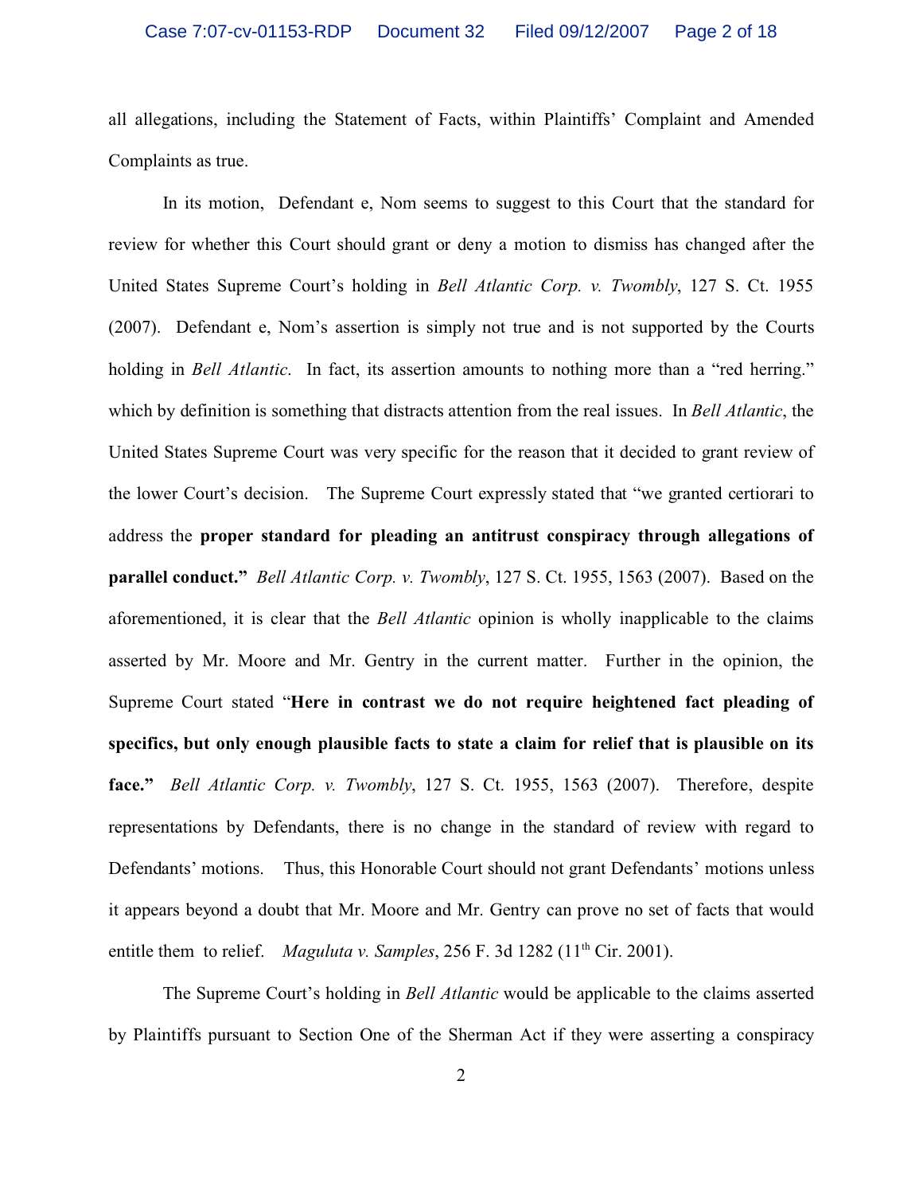all allegations, including the Statement of Facts, within Plaintiffs' Complaint and Amended Complaints as true.

In its motion, Defendant e, Nom seems to suggest to this Court that the standard for review for whether this Court should grant or deny a motion to dismiss has changed after the United States Supreme Court's holding in *Bell Atlantic Corp. v. Twombly*, 127 S. Ct. 1955 (2007). Defendant e, Nom's assertion is simply not true and is not supported by the Courts holding in *Bell Atlantic*. In fact, its assertion amounts to nothing more than a "red herring." which by definition is something that distracts attention from the real issues. In *Bell Atlantic*, the United States Supreme Court was very specific for the reason that it decided to grant review of the lower Court's decision. The Supreme Court expressly stated that "we granted certiorari to address the **proper standard for pleading an antitrust conspiracy through allegations of parallel conduct."** *Bell Atlantic Corp. v. Twombly*, 127 S. Ct. 1955, 1563 (2007). Based on the aforementioned, it is clear that the *Bell Atlantic* opinion is wholly inapplicable to the claims asserted by Mr. Moore and Mr. Gentry in the current matter. Further in the opinion, the Supreme Court stated "**Here in contrast we do not require heightened fact pleading of specifics, but only enough plausible facts to state a claim for relief that is plausible on its face."** *Bell Atlantic Corp. v. Twombly*, 127 S. Ct. 1955, 1563 (2007). Therefore, despite representations by Defendants, there is no change in the standard of review with regard to Defendants' motions. Thus, this Honorable Court should not grant Defendants' motions unless it appears beyond a doubt that Mr. Moore and Mr. Gentry can prove no set of facts that would entitle them to relief. *Maguluta v. Samples*, 256 F. 3d 1282 (11th Cir. 2001).

The Supreme Court's holding in *Bell Atlantic* would be applicable to the claims asserted by Plaintiffs pursuant to Section One of the Sherman Act if they were asserting a conspiracy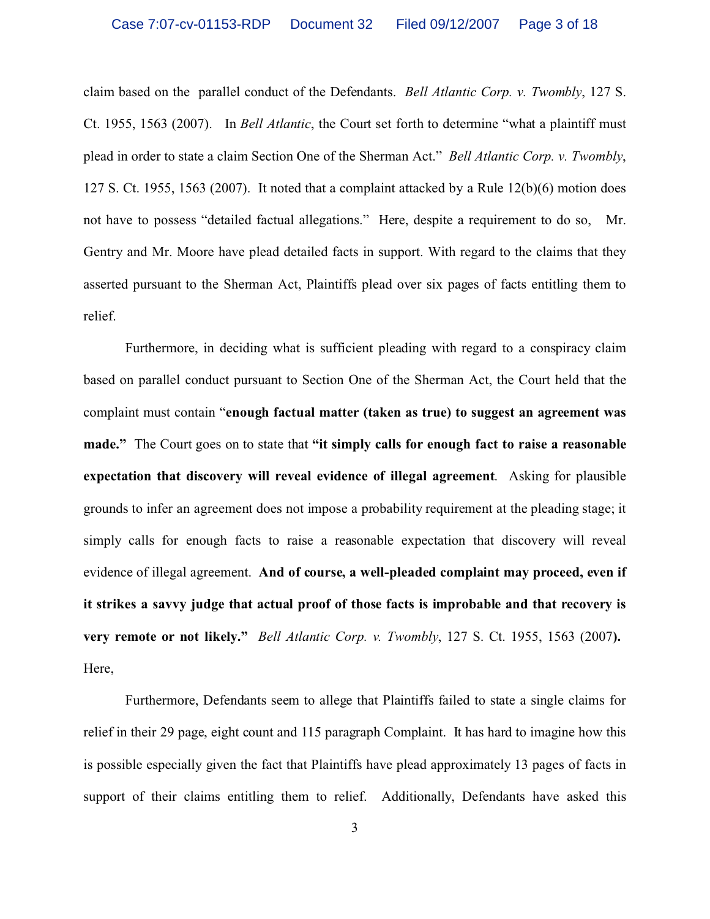claim based on the parallel conduct of the Defendants. *Bell Atlantic Corp. v. Twombly*, 127 S. Ct. 1955, 1563 (2007). In *Bell Atlantic*, the Court set forth to determine "what a plaintiff must plead in order to state a claim Section One of the Sherman Act." *Bell Atlantic Corp. v. Twombly*, 127 S. Ct. 1955, 1563 (2007). It noted that a complaint attacked by a Rule 12(b)(6) motion does not have to possess "detailed factual allegations." Here, despite a requirement to do so, Mr. Gentry and Mr. Moore have plead detailed facts in support. With regard to the claims that they asserted pursuant to the Sherman Act, Plaintiffs plead over six pages of facts entitling them to relief.

Furthermore, in deciding what is sufficient pleading with regard to a conspiracy claim based on parallel conduct pursuant to Section One of the Sherman Act, the Court held that the complaint must contain "**enough factual matter (taken as true) to suggest an agreement was made.**" The Court goes on to state that **"it simply calls for enough fact to raise a reasonable expectation that discovery will reveal evidence of illegal agreement**. Asking for plausible grounds to infer an agreement does not impose a probability requirement at the pleading stage; it simply calls for enough facts to raise a reasonable expectation that discovery will reveal evidence of illegal agreement. **And of course, a well-pleaded complaint may proceed, even if it strikes a savvy judge that actual proof of those facts is improbable and that recovery is very remote or not likely."** *Bell Atlantic Corp. v. Twombly*, 127 S. Ct. 1955, 1563 (2007**).** Here,

Furthermore, Defendants seem to allege that Plaintiffs failed to state a single claims for relief in their 29 page, eight count and 115 paragraph Complaint. It has hard to imagine how this is possible especially given the fact that Plaintiffs have plead approximately 13 pages of facts in support of their claims entitling them to relief. Additionally, Defendants have asked this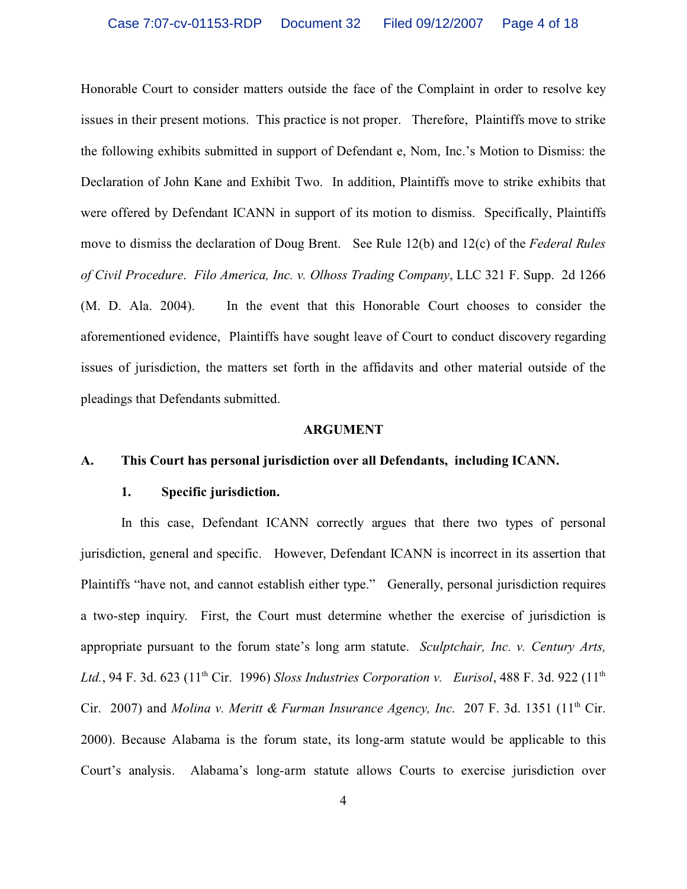Honorable Court to consider matters outside the face of the Complaint in order to resolve key issues in their present motions. This practice is not proper. Therefore, Plaintiffs move to strike the following exhibits submitted in support of Defendant e, Nom, Inc.'s Motion to Dismiss: the Declaration of John Kane and Exhibit Two. In addition, Plaintiffs move to strike exhibits that were offered by Defendant ICANN in support of its motion to dismiss. Specifically, Plaintiffs move to dismiss the declaration of Doug Brent. See Rule 12(b) and 12(c) of the *Federal Rules of Civil Procedure*. *Filo America, Inc. v. Olhoss Trading Company*, LLC 321 F. Supp. 2d 1266 (M. D. Ala. 2004). In the event that this Honorable Court chooses to consider the aforementioned evidence, Plaintiffs have sought leave of Court to conduct discovery regarding issues of jurisdiction, the matters set forth in the affidavits and other material outside of the pleadings that Defendants submitted.

**ARGUMENT**

**A. This Court has personal jurisdiction over all Defendants, including ICANN.**

**1. Specific jurisdiction.**

In this case, Defendant ICANN correctly argues that there two types of personal jurisdiction, general and specific. However, Defendant ICANN is incorrect in its assertion that Plaintiffs "have not, and cannot establish either type." Generally, personal jurisdiction requires a two-step inquiry. First, the Court must determine whether the exercise of jurisdiction is appropriate pursuant to the forum state's long arm statute. *Sculptchair, Inc. v. Century Arts, Ltd.*, 94 F. 3d. 623 (11th Cir. 1996) *Sloss Industries Corporation v. Eurisol*, 488 F. 3d. 922 (11th Cir. 2007) and *Molina v. Meritt & Furman Insurance Agency, Inc.* 207 F. 3d. 1351 (11th Cir. 2000). Because Alabama is the forum state, its long-arm statute would be applicable to this Court's analysis. Alabama's long-arm statute allows Courts to exercise jurisdiction over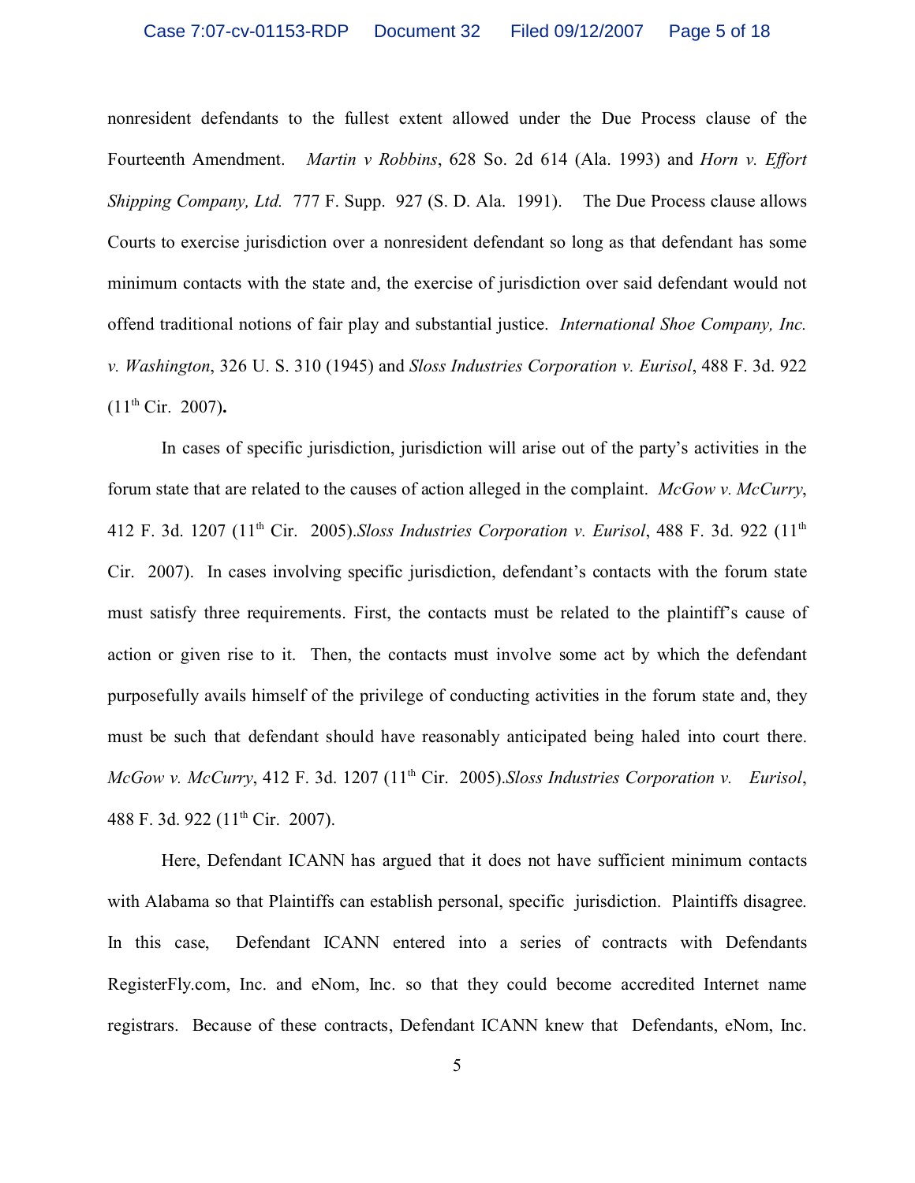nonresident defendants to the fullest extent allowed under the Due Process clause of the Fourteenth Amendment. *Martin v Robbins*, 628 So. 2d 614 (Ala. 1993) and *Horn v. Effort Shipping Company, Ltd.* 777 F. Supp. 927 (S. D. Ala. 1991). The Due Process clause allows Courts to exercise jurisdiction over a nonresident defendant so long as that defendant has some minimum contacts with the state and, the exercise of jurisdiction over said defendant would not offend traditional notions of fair play and substantial justice. *International Shoe Company, Inc. v. Washington*, 326 U. S. 310 (1945) and *Sloss Industries Corporation v. Eurisol*, 488 F. 3d. 922 (11th Cir. 2007)**.**

In cases of specific jurisdiction, jurisdiction will arise out of the party's activities in the forum state that are related to the causes of action alleged in the complaint. *McGow v. McCurry*, 412 F. 3d. 1207 (11th Cir. 2005).*Sloss Industries Corporation v. Eurisol*, 488 F. 3d. 922 (11th Cir. 2007). In cases involving specific jurisdiction, defendant's contacts with the forum state must satisfy three requirements. First, the contacts must be related to the plaintiff's cause of action or given rise to it. Then, the contacts must involve some act by which the defendant purposefully avails himself of the privilege of conducting activities in the forum state and, they must be such that defendant should have reasonably anticipated being haled into court there. *McGow v. McCurry*, 412 F. 3d. 1207 (11th Cir. 2005).*Sloss Industries Corporation v. Eurisol*, 488 F. 3d. 922 (11th Cir. 2007).

Here, Defendant ICANN has argued that it does not have sufficient minimum contacts with Alabama so that Plaintiffs can establish personal, specific jurisdiction. Plaintiffs disagree. In this case, Defendant ICANN entered into a series of contracts with Defendants RegisterFly.com, Inc. and eNom, Inc. so that they could become accredited Internet name registrars. Because of these contracts, Defendant ICANN knew that Defendants, eNom, Inc.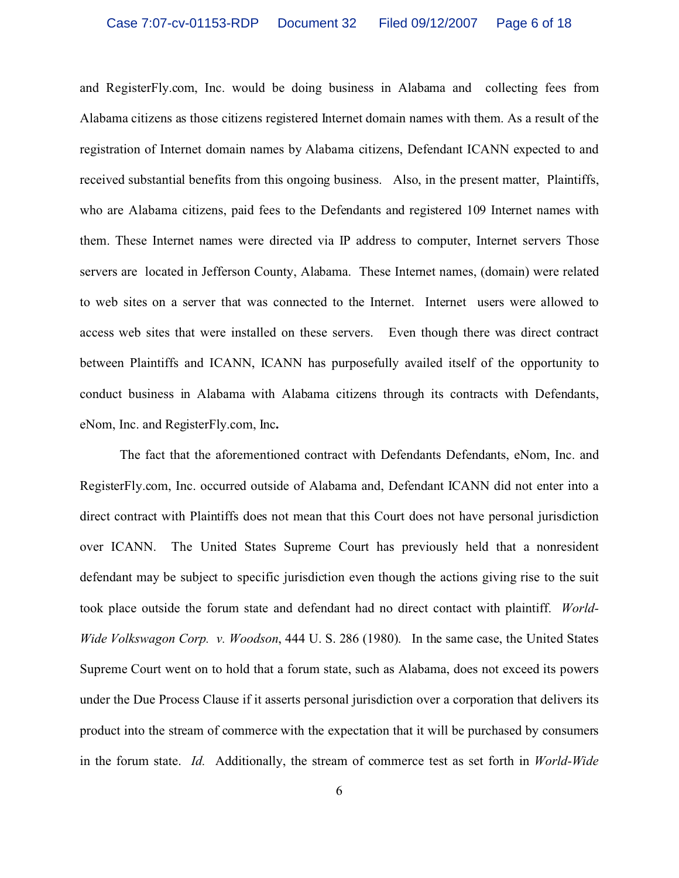and RegisterFly.com, Inc. would be doing business in Alabama and collecting fees from Alabama citizens as those citizens registered Internet domain names with them. As a result of the registration of Internet domain names by Alabama citizens, Defendant ICANN expected to and received substantial benefits from this ongoing business. Also, in the present matter, Plaintiffs, who are Alabama citizens, paid fees to the Defendants and registered 109 Internet names with them. These Internet names were directed via IP address to computer, Internet servers Those servers are located in Jefferson County, Alabama. These Internet names, (domain) were related to web sites on a server that was connected to the Internet. Internet users were allowed to access web sites that were installed on these servers. Even though there was direct contract between Plaintiffs and ICANN, ICANN has purposefully availed itself of the opportunity to conduct business in Alabama with Alabama citizens through its contracts with Defendants, eNom, Inc. and RegisterFly.com, Inc**.**

The fact that the aforementioned contract with Defendants Defendants, eNom, Inc. and RegisterFly.com, Inc. occurred outside of Alabama and, Defendant ICANN did not enter into a direct contract with Plaintiffs does not mean that this Court does not have personal jurisdiction over ICANN. The United States Supreme Court has previously held that a nonresident defendant may be subject to specific jurisdiction even though the actions giving rise to the suit took place outside the forum state and defendant had no direct contact with plaintiff. *World-Wide Volkswagon Corp. v. Woodson*, 444 U. S. 286 (1980). In the same case, the United States Supreme Court went on to hold that a forum state, such as Alabama, does not exceed its powers under the Due Process Clause if it asserts personal jurisdiction over a corporation that delivers its product into the stream of commerce with the expectation that it will be purchased by consumers in the forum state. *Id.* Additionally, the stream of commerce test as set forth in *World-Wide*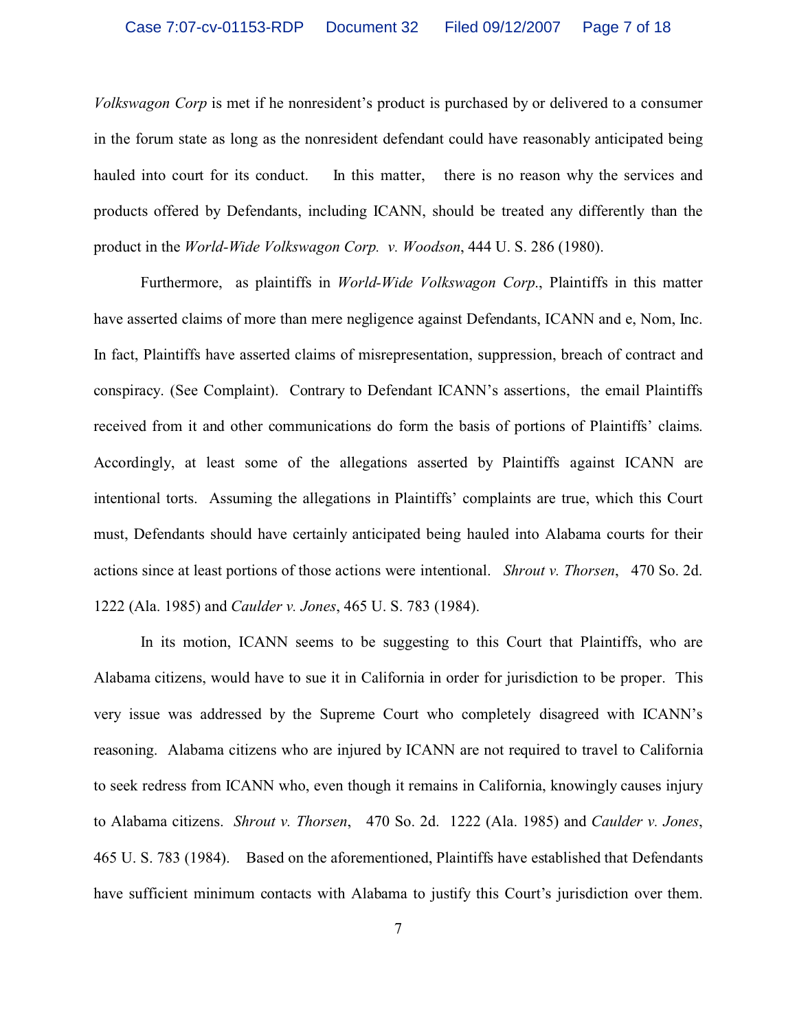*Volkswagon Corp* is met if he nonresident's product is purchased by or delivered to a consumer in the forum state as long as the nonresident defendant could have reasonably anticipated being hauled into court for its conduct. In this matter, there is no reason why the services and products offered by Defendants, including ICANN, should be treated any differently than the product in the *World-Wide Volkswagon Corp. v. Woodson*, 444 U. S. 286 (1980).

Furthermore, as plaintiffs in *World-Wide Volkswagon Corp*., Plaintiffs in this matter have asserted claims of more than mere negligence against Defendants, ICANN and e, Nom, Inc. In fact, Plaintiffs have asserted claims of misrepresentation, suppression, breach of contract and conspiracy. (See Complaint). Contrary to Defendant ICANN's assertions, the email Plaintiffs received from it and other communications do form the basis of portions of Plaintiffs' claims. Accordingly, at least some of the allegations asserted by Plaintiffs against ICANN are intentional torts. Assuming the allegations in Plaintiffs' complaints are true, which this Court must, Defendants should have certainly anticipated being hauled into Alabama courts for their actions since at least portions of those actions were intentional. *Shrout v. Thorsen*, 470 So. 2d. 1222 (Ala. 1985) and *Caulder v. Jones*, 465 U. S. 783 (1984).

In its motion, ICANN seems to be suggesting to this Court that Plaintiffs, who are Alabama citizens, would have to sue it in California in order for jurisdiction to be proper. This very issue was addressed by the Supreme Court who completely disagreed with ICANN's reasoning. Alabama citizens who are injured by ICANN are not required to travel to California to seek redress from ICANN who, even though it remains in California, knowingly causes injury to Alabama citizens. *Shrout v. Thorsen*, 470 So. 2d. 1222 (Ala. 1985) and *Caulder v. Jones*, 465 U. S. 783 (1984). Based on the aforementioned, Plaintiffs have established that Defendants have sufficient minimum contacts with Alabama to justify this Court's jurisdiction over them.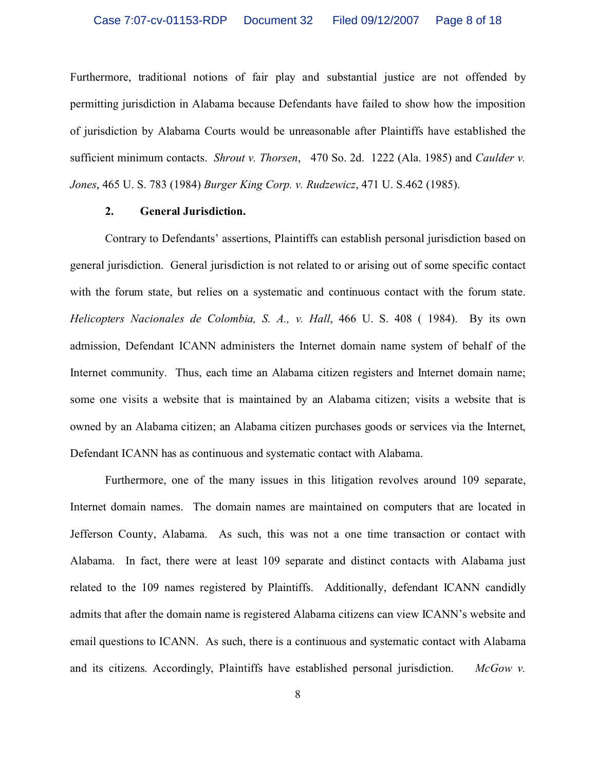Furthermore, traditional notions of fair play and substantial justice are not offended by permitting jurisdiction in Alabama because Defendants have failed to show how the imposition of jurisdiction by Alabama Courts would be unreasonable after Plaintiffs have established the sufficient minimum contacts. *Shrout v. Thorsen*, 470 So. 2d. 1222 (Ala. 1985) and *Caulder v. Jones*, 465 U. S. 783 (1984) *Burger King Corp. v. Rudzewicz*, 471 U. S.462 (1985).

**2. General Jurisdiction.**

Contrary to Defendants' assertions, Plaintiffs can establish personal jurisdiction based on general jurisdiction. General jurisdiction is not related to or arising out of some specific contact with the forum state, but relies on a systematic and continuous contact with the forum state. *Helicopters Nacionales de Colombia, S. A., v. Hall*, 466 U. S. 408 ( 1984). By its own admission, Defendant ICANN administers the Internet domain name system of behalf of the Internet community. Thus, each time an Alabama citizen registers and Internet domain name; some one visits a website that is maintained by an Alabama citizen; visits a website that is owned by an Alabama citizen; an Alabama citizen purchases goods or services via the Internet, Defendant ICANN has as continuous and systematic contact with Alabama.

Furthermore, one of the many issues in this litigation revolves around 109 separate, Internet domain names. The domain names are maintained on computers that are located in Jefferson County, Alabama. As such, this was not a one time transaction or contact with Alabama. In fact, there were at least 109 separate and distinct contacts with Alabama just related to the 109 names registered by Plaintiffs. Additionally, defendant ICANN candidly admits that after the domain name is registered Alabama citizens can view ICANN's website and email questions to ICANN. As such, there is a continuous and systematic contact with Alabama and its citizens. Accordingly, Plaintiffs have established personal jurisdiction. *McGow v.*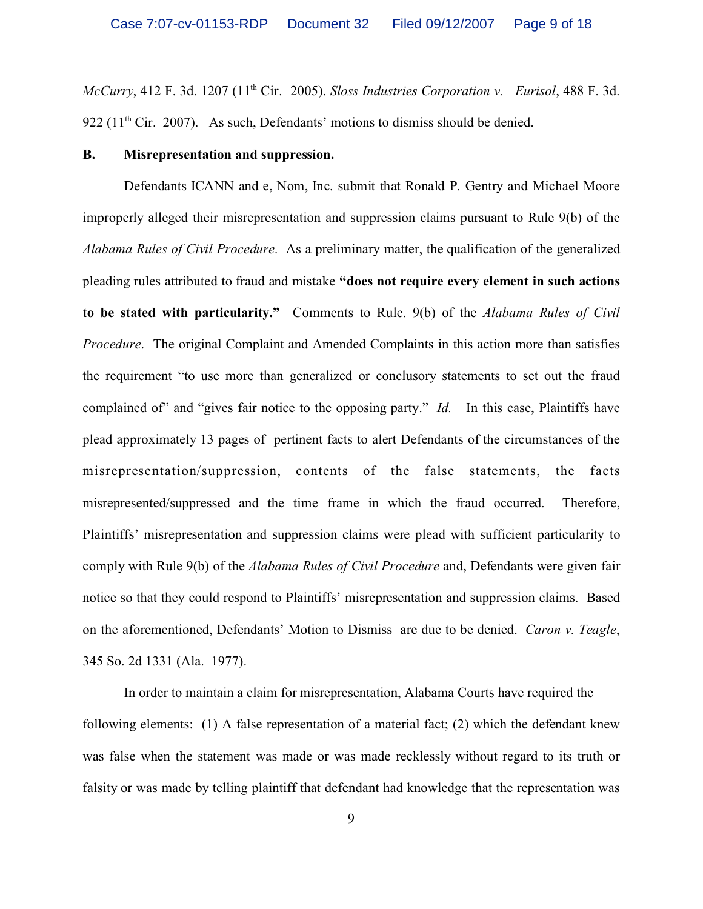*McCurry*, 412 F. 3d. 1207 (11th Cir. 2005). *Sloss Industries Corporation v. Eurisol*, 488 F. 3d. 922 (11th Cir. 2007). As such, Defendants' motions to dismiss should be denied.

**B. Misrepresentation and suppression.**

Defendants ICANN and e, Nom, Inc. submit that Ronald P. Gentry and Michael Moore improperly alleged their misrepresentation and suppression claims pursuant to Rule 9(b) of the *Alabama Rules of Civil Procedure*. As a preliminary matter, the qualification of the generalized pleading rules attributed to fraud and mistake **"does not require every element in such actions to be stated with particularity."** Comments to Rule. 9(b) of the *Alabama Rules of Civil Procedure*. The original Complaint and Amended Complaints in this action more than satisfies the requirement "to use more than generalized or conclusory statements to set out the fraud complained of" and "gives fair notice to the opposing party." *Id.* In this case, Plaintiffs have plead approximately 13 pages of pertinent facts to alert Defendants of the circumstances of the misrepresentation/suppression, contents of the false statements, the facts misrepresented/suppressed and the time frame in which the fraud occurred. Therefore, Plaintiffs' misrepresentation and suppression claims were plead with sufficient particularity to comply with Rule 9(b) of the *Alabama Rules of Civil Procedure* and, Defendants were given fair notice so that they could respond to Plaintiffs' misrepresentation and suppression claims. Based on the aforementioned, Defendants' Motion to Dismiss are due to be denied. *Caron v. Teagle*, 345 So. 2d 1331 (Ala. 1977).

In order to maintain a claim for misrepresentation, Alabama Courts have required the following elements: (1) A false representation of a material fact; (2) which the defendant knew was false when the statement was made or was made recklessly without regard to its truth or falsity or was made by telling plaintiff that defendant had knowledge that the representation was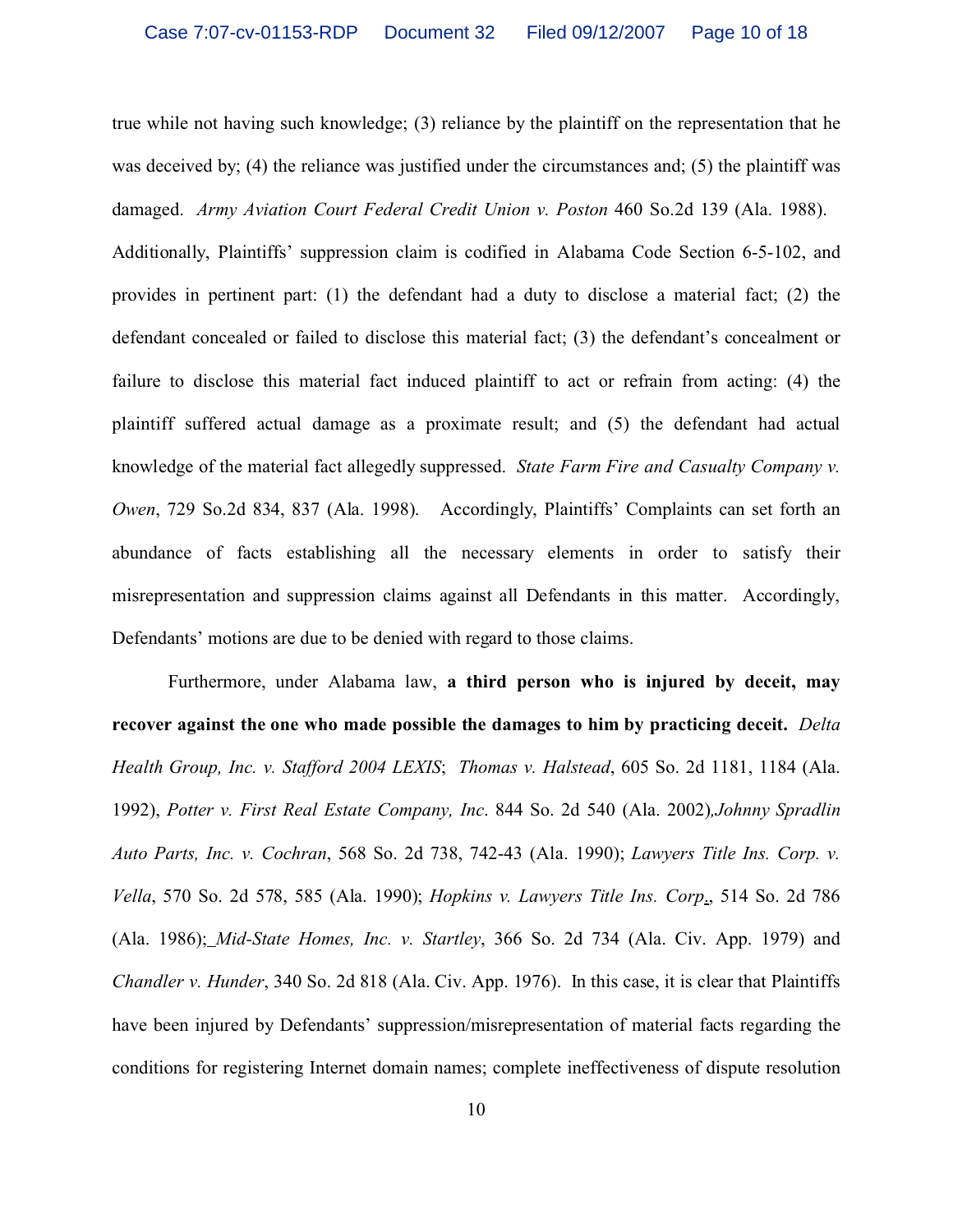true while not having such knowledge; (3) reliance by the plaintiff on the representation that he was deceived by; (4) the reliance was justified under the circumstances and; (5) the plaintiff was damaged. *Army Aviation Court Federal Credit Union v. Poston* 460 So.2d 139 (Ala. 1988). Additionally, Plaintiffs' suppression claim is codified in Alabama Code Section 6-5-102, and provides in pertinent part: (1) the defendant had a duty to disclose a material fact; (2) the defendant concealed or failed to disclose this material fact; (3) the defendant's concealment or failure to disclose this material fact induced plaintiff to act or refrain from acting: (4) the plaintiff suffered actual damage as a proximate result; and (5) the defendant had actual knowledge of the material fact allegedly suppressed. *State Farm Fire and Casualty Company v. Owen*, 729 So.2d 834, 837 (Ala. 1998). Accordingly, Plaintiffs' Complaints can set forth an abundance of facts establishing all the necessary elements in order to satisfy their misrepresentation and suppression claims against all Defendants in this matter. Accordingly, Defendants' motions are due to be denied with regard to those claims.

Furthermore, under Alabama law, **a third person who is injured by deceit, may recover against the one who made possible the damages to him by practicing deceit.** *Delta Health Group, Inc. v. Stafford 2004 LEXIS*; *Thomas v. Halstead*, 605 So. 2d 1181, 1184 (Ala. 1992), *Potter v. First Real Estate Company, Inc*. 844 So. 2d 540 (Ala. 2002),*Johnny Spradlin Auto Parts, Inc. v. Cochran*, 568 So. 2d 738, 742-43 (Ala. 1990); *Lawyers Title Ins. Corp. v. Vella*, 570 So. 2d 578, 585 (Ala. 1990); *Hopkins v. Lawyers Title Ins. Corp.*, 514 So. 2d 786 (Ala. 1986); *Mid-State Homes, Inc. v. Startley*, 366 So. 2d 734 (Ala. Civ. App. 1979) and *Chandler v. Hunder*, 340 So. 2d 818 (Ala. Civ. App. 1976). In this case, it is clear that Plaintiffs have been injured by Defendants' suppression/misrepresentation of material facts regarding the conditions for registering Internet domain names; complete ineffectiveness of dispute resolution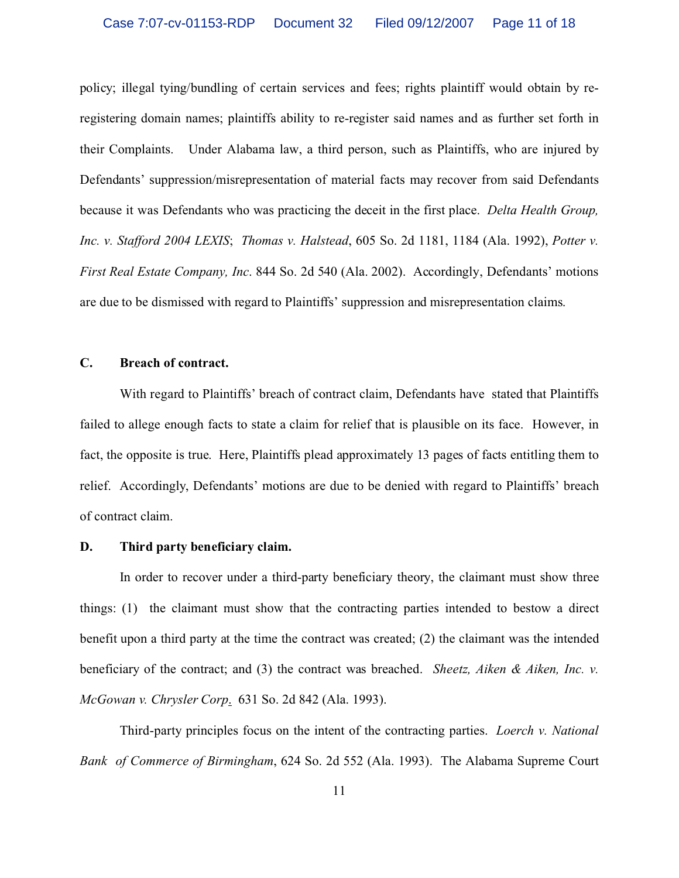policy; illegal tying/bundling of certain services and fees; rights plaintiff would obtain by re-registering domain names; plaintiffs ability to re-register said names and as further set forth in their Complaints. Under Alabama law, a third person, such as Plaintiffs, who are injured by Defendants' suppression/misrepresentation of material facts may recover from said Defendants because it was Defendants who was practicing the deceit in the first place. *Delta Health Group, Inc. v. Stafford 2004 LEXIS*; *Thomas v. Halstead*, 605 So. 2d 1181, 1184 (Ala. 1992), *Potter v. First Real Estate Company, Inc*. 844 So. 2d 540 (Ala. 2002). Accordingly, Defendants' motions are due to be dismissed with regard to Plaintiffs' suppression and misrepresentation claims.

**C. Breach of contract.**

With regard to Plaintiffs' breach of contract claim, Defendants have stated that Plaintiffs failed to allege enough facts to state a claim for relief that is plausible on its face. However, in fact, the opposite is true. Here, Plaintiffs plead approximately 13 pages of facts entitling them to relief. Accordingly, Defendants' motions are due to be denied with regard to Plaintiffs' breach of contract claim.

**D. Third party beneficiary claim.**

In order to recover under a third-party beneficiary theory, the claimant must show three things: (1) the claimant must show that the contracting parties intended to bestow a direct benefit upon a third party at the time the contract was created; (2) the claimant was the intended beneficiary of the contract; and (3) the contract was breached. *Sheetz, Aiken & Aiken, Inc. v. McGowan v. Chrysler Corp*. 631 So. 2d 842 (Ala. 1993).

Third-party principles focus on the intent of the contracting parties. *Loerch v. National Bank of Commerce of Birmingham*, 624 So. 2d 552 (Ala. 1993). The Alabama Supreme Court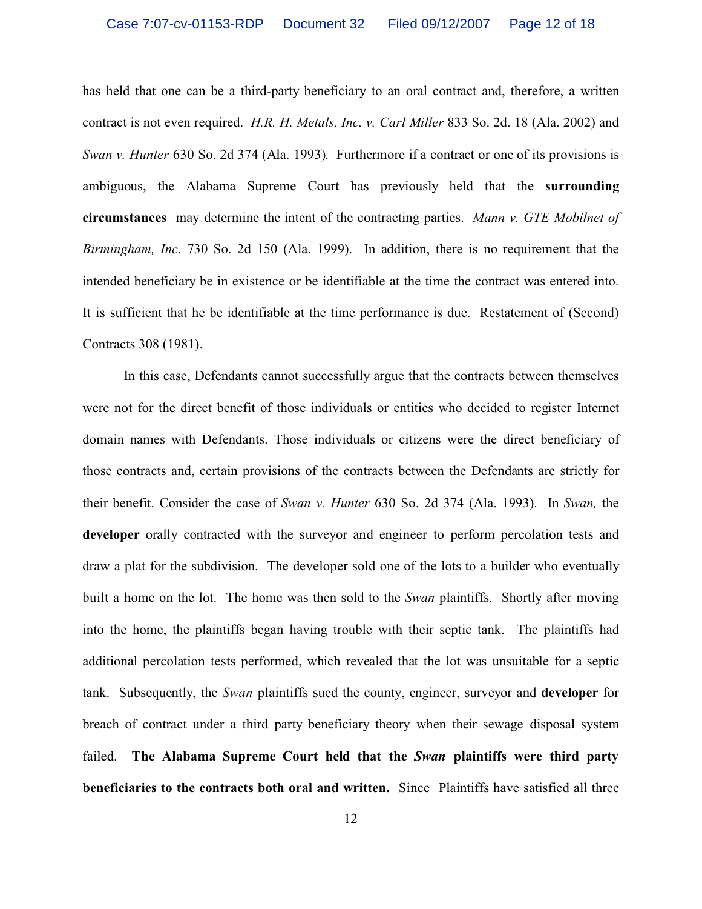has held that one can be a third-party beneficiary to an oral contract and, therefore, a written contract is not even required. *H.R. H. Metals, Inc. v. Carl Miller* 833 So. 2d. 18 (Ala. 2002) and *Swan v. Hunter* 630 So. 2d 374 (Ala. 1993). Furthermore if a contract or one of its provisions is ambiguous, the Alabama Supreme Court has previously held that the **surrounding circumstances** may determine the intent of the contracting parties. *Mann v. GTE Mobilnet of Birmingham, Inc*. 730 So. 2d 150 (Ala. 1999). In addition, there is no requirement that the intended beneficiary be in existence or be identifiable at the time the contract was entered into. It is sufficient that he be identifiable at the time performance is due. Restatement of (Second) Contracts 308 (1981).

In this case, Defendants cannot successfully argue that the contracts between themselves were not for the direct benefit of those individuals or entities who decided to register Internet domain names with Defendants. Those individuals or citizens were the direct beneficiary of those contracts and, certain provisions of the contracts between the Defendants are strictly for their benefit. Consider the case of *Swan v. Hunter* 630 So. 2d 374 (Ala. 1993). In *Swan,* the **developer** orally contracted with the surveyor and engineer to perform percolation tests and draw a plat for the subdivision. The developer sold one of the lots to a builder who eventually built a home on the lot. The home was then sold to the *Swan* plaintiffs. Shortly after moving into the home, the plaintiffs began having trouble with their septic tank. The plaintiffs had additional percolation tests performed, which revealed that the lot was unsuitable for a septic tank. Subsequently, the *Swan* plaintiffs sued the county, engineer, surveyor and **developer** for breach of contract under a third party beneficiary theory when their sewage disposal system failed. **The Alabama Supreme Court held that the *Swan* plaintiffs were third party beneficiaries to the contracts both oral and written.** Since Plaintiffs have satisfied all three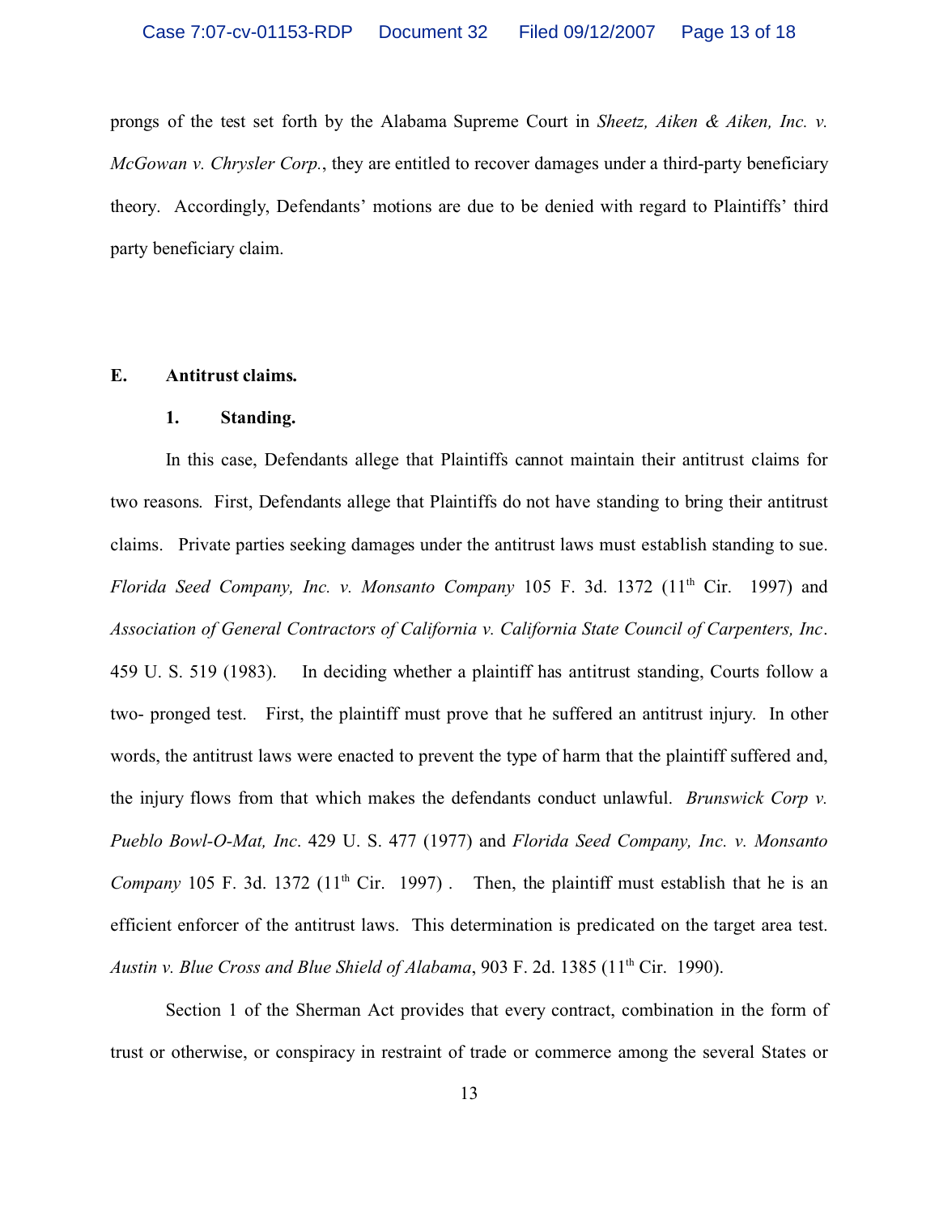prongs of the test set forth by the Alabama Supreme Court in *Sheetz, Aiken & Aiken, Inc. v. McGowan v. Chrysler Corp.*, they are entitled to recover damages under a third-party beneficiary theory. Accordingly, Defendants' motions are due to be denied with regard to Plaintiffs' third party beneficiary claim.

**E. Antitrust claims.**

**1. Standing.**

In this case, Defendants allege that Plaintiffs cannot maintain their antitrust claims for two reasons. First, Defendants allege that Plaintiffs do not have standing to bring their antitrust claims. Private parties seeking damages under the antitrust laws must establish standing to sue. *Florida Seed Company, Inc. v. Monsanto Company* 105 F. 3d. 1372 (11th Cir. 1997) and *Association of General Contractors of California v. California State Council of Carpenters, Inc*. 459 U. S. 519 (1983). In deciding whether a plaintiff has antitrust standing, Courts follow a two- pronged test. First, the plaintiff must prove that he suffered an antitrust injury. In other words, the antitrust laws were enacted to prevent the type of harm that the plaintiff suffered and, the injury flows from that which makes the defendants conduct unlawful. *Brunswick Corp v. Pueblo Bowl-O-Mat, Inc*. 429 U. S. 477 (1977) and *Florida Seed Company, Inc. v. Monsanto Company* 105 F. 3d. 1372 (11th Cir. 1997) . Then, the plaintiff must establish that he is an efficient enforcer of the antitrust laws. This determination is predicated on the target area test. *Austin v. Blue Cross and Blue Shield of Alabama*, 903 F. 2d. 1385 (11th Cir. 1990).

Section 1 of the Sherman Act provides that every contract, combination in the form of trust or otherwise, or conspiracy in restraint of trade or commerce among the several States or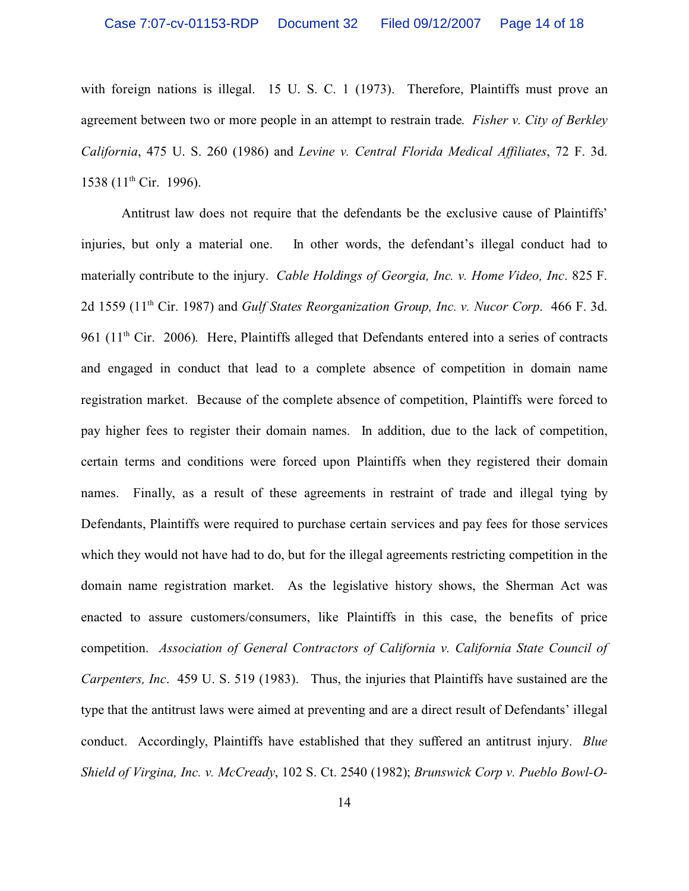with foreign nations is illegal. 15 U. S. C. 1 (1973). Therefore, Plaintiffs must prove an agreement between two or more people in an attempt to restrain trade. *Fisher v. City of Berkley California*, 475 U. S. 260 (1986) and *Levine v. Central Florida Medical Affiliates*, 72 F. 3d. 1538 (11th Cir. 1996).

Antitrust law does not require that the defendants be the exclusive cause of Plaintiffs' injuries, but only a material one. In other words, the defendant's illegal conduct had to materially contribute to the injury. *Cable Holdings of Georgia, Inc. v. Home Video, Inc*. 825 F. 2d 1559 (11th Cir. 1987) and *Gulf States Reorganization Group, Inc. v. Nucor Corp*. 466 F. 3d. 961 (11th Cir. 2006). Here, Plaintiffs alleged that Defendants entered into a series of contracts and engaged in conduct that lead to a complete absence of competition in domain name registration market. Because of the complete absence of competition, Plaintiffs were forced to pay higher fees to register their domain names. In addition, due to the lack of competition, certain terms and conditions were forced upon Plaintiffs when they registered their domain names. Finally, as a result of these agreements in restraint of trade and illegal tying by Defendants, Plaintiffs were required to purchase certain services and pay fees for those services which they would not have had to do, but for the illegal agreements restricting competition in the domain name registration market. As the legislative history shows, the Sherman Act was enacted to assure customers/consumers, like Plaintiffs in this case, the benefits of price competition. *Association of General Contractors of California v. California State Council of Carpenters, Inc*. 459 U. S. 519 (1983). Thus, the injuries that Plaintiffs have sustained are the type that the antitrust laws were aimed at preventing and are a direct result of Defendants' illegal conduct. Accordingly, Plaintiffs have established that they suffered an antitrust injury. *Blue Shield of Virgina, Inc. v. McCready*, 102 S. Ct. 2540 (1982); *Brunswick Corp v. Pueblo Bowl-O-*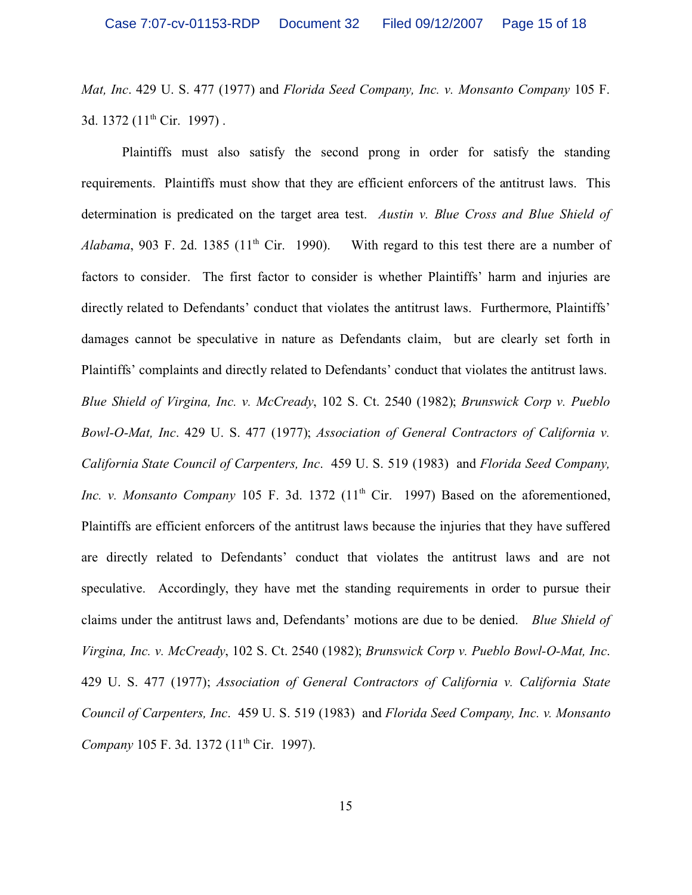*Mat, Inc*. 429 U. S. 477 (1977) and *Florida Seed Company, Inc. v. Monsanto Company* 105 F. 3d. 1372 (11th Cir. 1997) .

Plaintiffs must also satisfy the second prong in order for satisfy the standing requirements. Plaintiffs must show that they are efficient enforcers of the antitrust laws. This determination is predicated on the target area test. *Austin v. Blue Cross and Blue Shield of Alabama*, 903 F. 2d. 1385 (11th Cir. 1990). With regard to this test there are a number of factors to consider. The first factor to consider is whether Plaintiffs' harm and injuries are directly related to Defendants' conduct that violates the antitrust laws. Furthermore, Plaintiffs' damages cannot be speculative in nature as Defendants claim, but are clearly set forth in Plaintiffs' complaints and directly related to Defendants' conduct that violates the antitrust laws. *Blue Shield of Virgina, Inc. v. McCready*, 102 S. Ct. 2540 (1982); *Brunswick Corp v. Pueblo Bowl-O-Mat, Inc*. 429 U. S. 477 (1977); *Association of General Contractors of California v. California State Council of Carpenters, Inc*. 459 U. S. 519 (1983) and *Florida Seed Company, Inc. v. Monsanto Company* 105 F. 3d. 1372 (11th Cir. 1997) Based on the aforementioned, Plaintiffs are efficient enforcers of the antitrust laws because the injuries that they have suffered are directly related to Defendants' conduct that violates the antitrust laws and are not speculative. Accordingly, they have met the standing requirements in order to pursue their claims under the antitrust laws and, Defendants' motions are due to be denied. *Blue Shield of Virgina, Inc. v. McCready*, 102 S. Ct. 2540 (1982); *Brunswick Corp v. Pueblo Bowl-O-Mat, Inc*. 429 U. S. 477 (1977); *Association of General Contractors of California v. California State Council of Carpenters, Inc*. 459 U. S. 519 (1983) and *Florida Seed Company, Inc. v. Monsanto Company* 105 F. 3d. 1372 (11th Cir. 1997).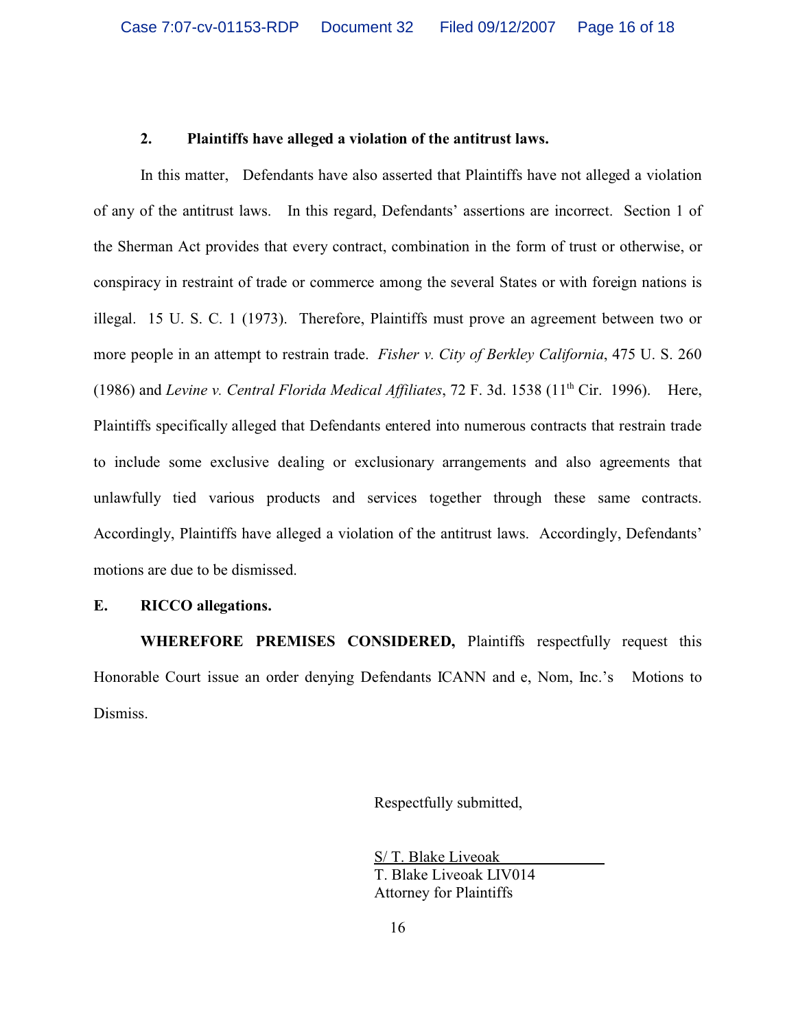### 2. Plaintiffs have alleged a violation of the antitrust laws.

In this matter, Defendants have also asserted that Plaintiffs have not alleged a violation of any of the antitrust laws. In this regard, Defendants' assertions are incorrect. Section 1 of the Sherman Act provides that every contract, combination in the form of trust or otherwise, or conspiracy in restraint of trade or commerce among the several States or with foreign nations is illegal. 15 U. S. C. 1 (1973). Therefore, Plaintiffs must prove an agreement between two or more people in an attempt to restrain trade. *Fisher v. City of Berkley California*, 475 U. S. 260 (1986) and *Levine v. Central Florida Medical Affiliates*, 72 F. 3d. 1538 (11th Cir. 1996). Here, Plaintiffs specifically alleged that Defendants entered into numerous contracts that restrain trade to include some exclusive dealing or exclusionary arrangements and also agreements that unlawfully tied various products and services together through these same contracts. Accordingly, Plaintiffs have alleged a violation of the antitrust laws. Accordingly, Defendants' motions are due to be dismissed.

## E. RICCO allegations.

**WHEREFORE PREMISES CONSIDERED,** Plaintiffs respectfully request this Honorable Court issue an order denying Defendants ICANN and e, Nom, Inc.'s Motions to Dismiss.

Respectfully submitted,

S/ T. Blake Liveoak
T. Blake Liveoak LIV014
Attorney for Plaintiffs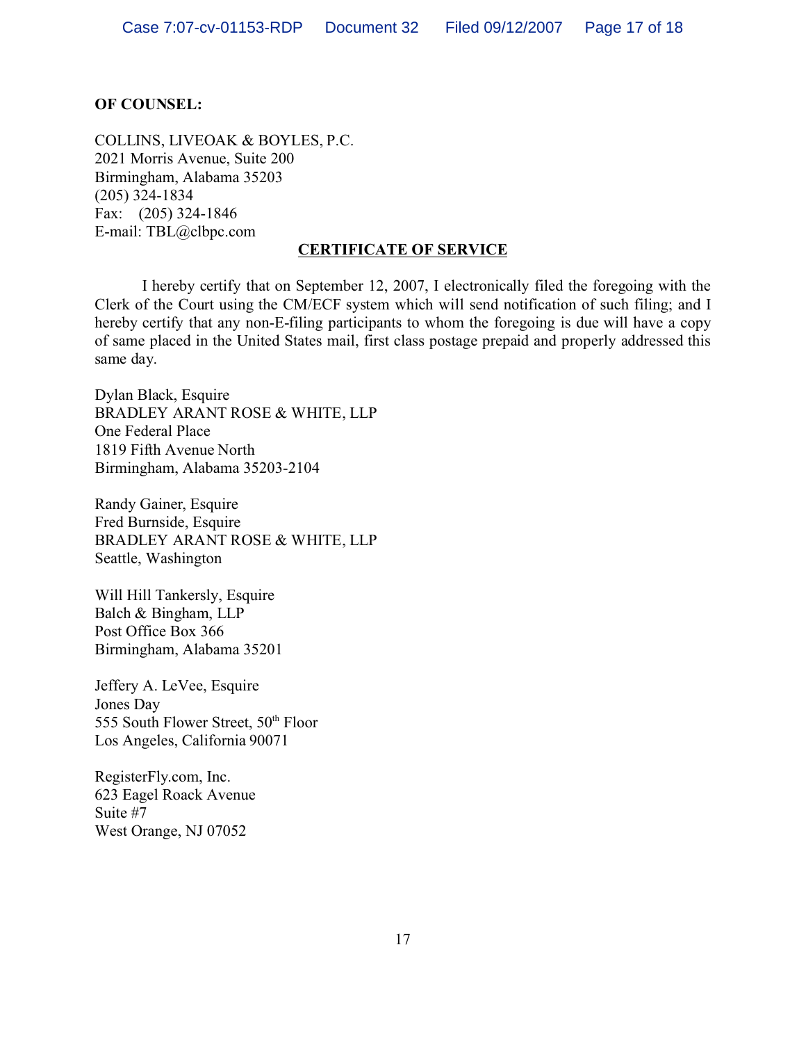**OF COUNSEL:**

COLLINS, LIVEOAK & BOYLES, P.C.
2021 Morris Avenue, Suite 200
Birmingham, Alabama 35203
(205) 324-1834
Fax: (205) 324-1846
E-mail: TBL@clbpc.com

**CERTIFICATE OF SERVICE**

I hereby certify that on September 12, 2007, I electronically filed the foregoing with the Clerk of the Court using the CM/ECF system which will send notification of such filing; and I hereby certify that any non-E-filing participants to whom the foregoing is due will have a copy of same placed in the United States mail, first class postage prepaid and properly addressed this same day.

Dylan Black, Esquire
BRADLEY ARANT ROSE & WHITE, LLP
One Federal Place
1819 Fifth Avenue North
Birmingham, Alabama 35203-2104

Randy Gainer, Esquire
Fred Burnside, Esquire
BRADLEY ARANT ROSE & WHITE, LLP
Seattle, Washington

Will Hill Tankersly, Esquire
Balch & Bingham, LLP
Post Office Box 366
Birmingham, Alabama 35201

Jeffery A. LeVee, Esquire
Jones Day
555 South Flower Street, 50th Floor
Los Angeles, California 90071

RegisterFly.com, Inc.
623 Eagel Roack Avenue
Suite #7
West Orange, NJ 07052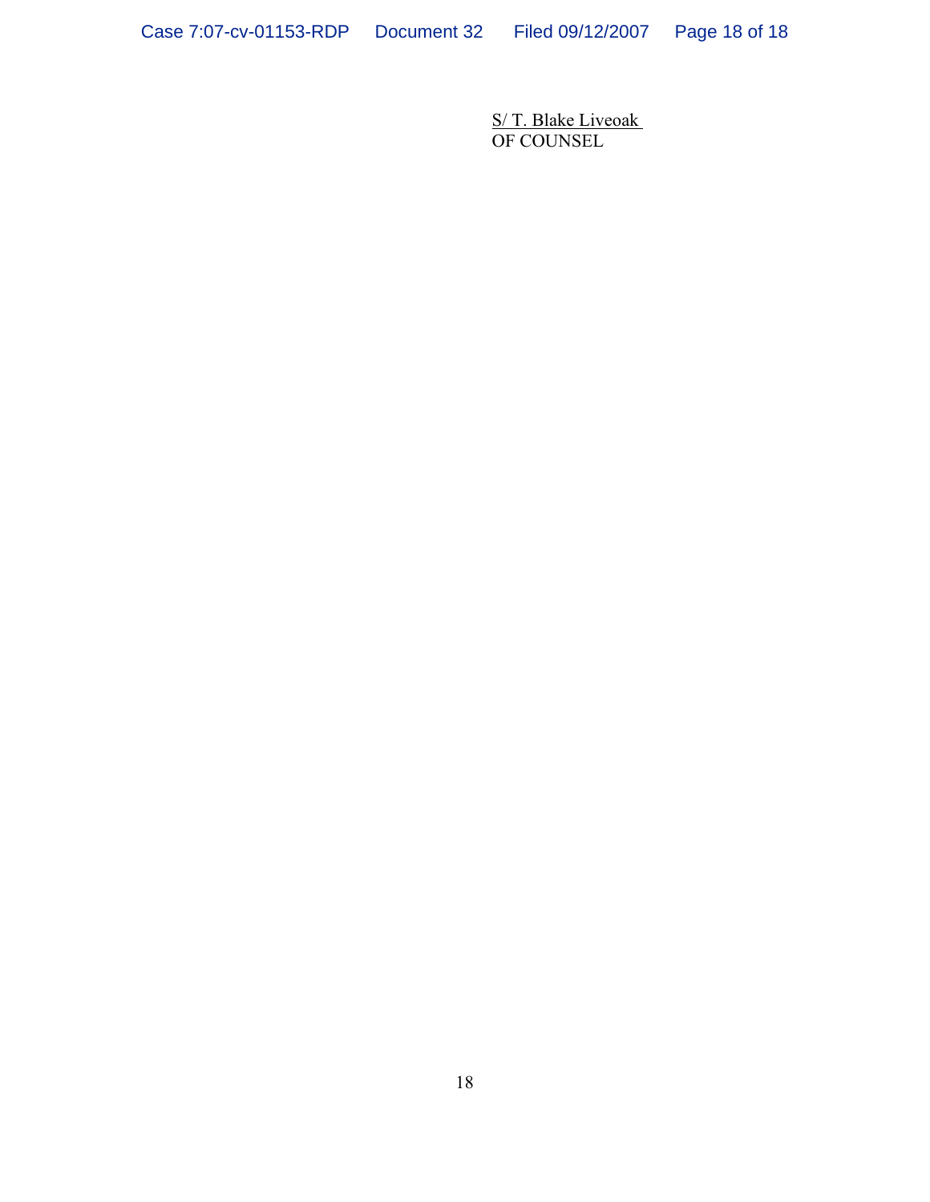S/ T. Blake Liveoak
OF COUNSEL